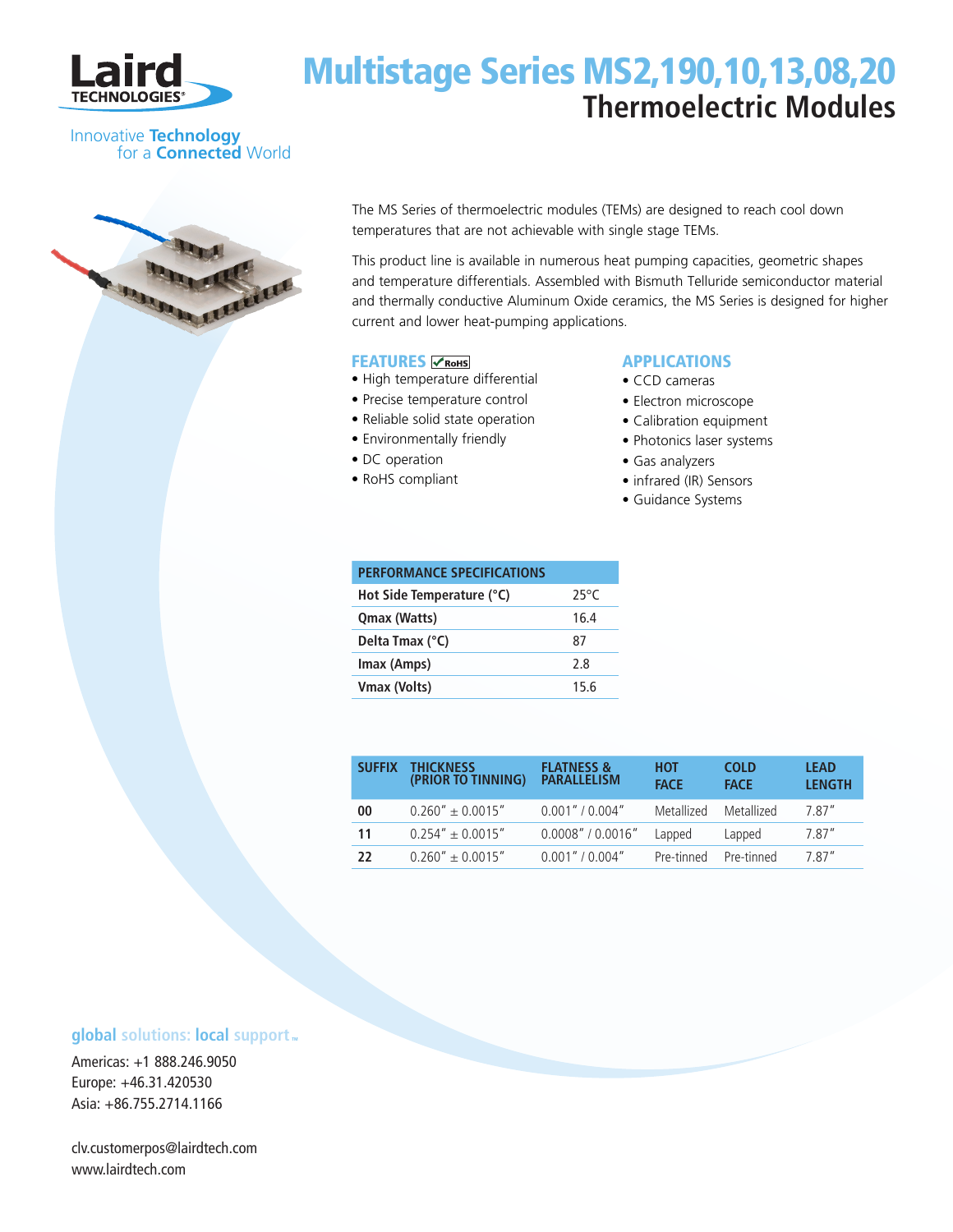# Multistage Series MS2,190,10,13,08,20

## Thermoelectric Modules

Laird TECHNOLOGIES

Innovative Technology for a Connected World

The MS Series of thermoelectric modules (TEMs) are designed to reach cool down temperatures that are not achievable with single stage TEMs.

This product line is available in numerous heat pumping capacities, geometric shapes and temperature differentials. Assembled with Bismuth Telluride semiconductor material and thermally conductive Aluminum Oxide ceramics, the MS Series is designed for higher current and lower heat-pumping applications.

### FEATURES

- High temperature differential
- Precise temperature control
- Reliable solid state operation
- Environmentally friendly
- DC operation
- RoHS compliant

### APPLICATIONS

- CCD cameras
- Electron microscope
- Calibration equipment
- Photonics laser systems
- Gas analyzers
- infrared (IR) Sensors
- Guidance Systems

| PERFORMANCE SPECIFICATIONS | |
|---|---|
| Hot Side Temperature (°C) | 25°C |
| Qmax (Watts) | 16.4 |
| Delta Tmax (°C) | 87 |
| Imax (Amps) | 2.8 |
| Vmax (Volts) | 15.6 |

| SUFFIX | THICKNESS (PRIOR TO TINNING) | FLATNESS & PARALLELISM | HOT FACE | COLD FACE | LEAD LENGTH |
|---|---|---|---|---|---|
| 00 | 0.260″ ± 0.0015″ | 0.001″ / 0.004″ | Metallized | Metallized | 7.87″ |
| 11 | 0.254″ ± 0.0015″ | 0.0008″ / 0.0016″ | Lapped | Lapped | 7.87″ |
| 22 | 0.260″ ± 0.0015″ | 0.001″ / 0.004″ | Pre-tinned | Pre-tinned | 7.87″ |

**global solutions: local support™**

Americas: +1 888.246.9050
Europe: +46.31.420530
Asia: +86.755.2714.1166

clv.customerpos@lairdtech.com
www.lairdtech.com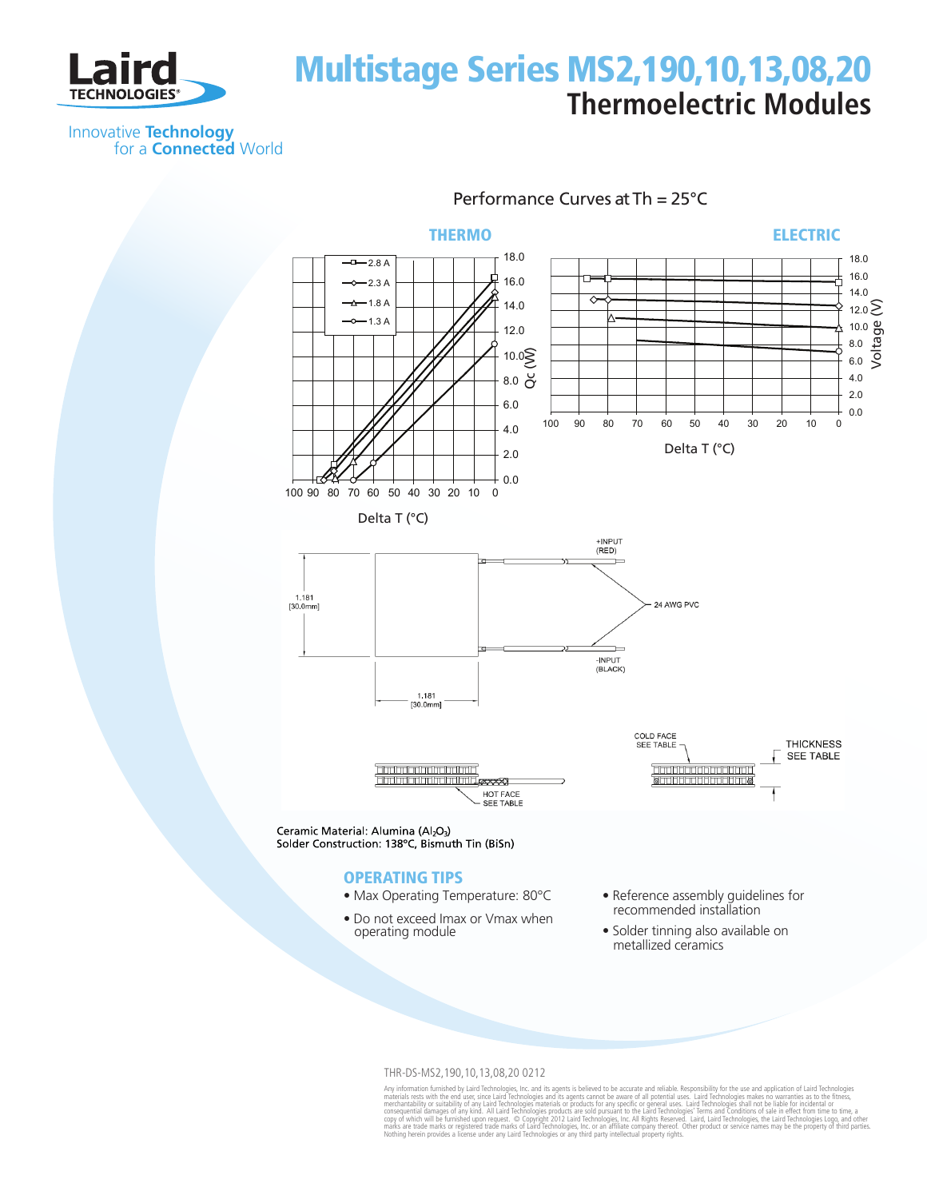# Multistage Series MS2,190,10,13,08,20

## Thermoelectric Modules

Innovative **Technology** for a **Connected** World

Performance Curves at Th = 25°C

### THERMO

2.8 A
2.3 A
1.8 A
1.3 A

18.0
16.0
14.0
12.0
10.0
8.0
6.0
4.0
2.0
0.0

Qc (W)

100 90 80 70 60 50 40 30 20 10 0

Delta T (°C)

### ELECTRIC

18.0
16.0
14.0
12.0
10.0
8.0
6.0
4.0
2.0
0.0

Voltage (V)

100 90 80 70 60 50 40 30 20 10 0

Delta T (°C)

+INPUT (RED)

24 AWG PVC

-INPUT (BLACK)

1.181 [30.0mm]

1.181 [30.0mm]

COLD FACE SEE TABLE

THICKNESS SEE TABLE

HOT FACE SEE TABLE

Ceramic Material: Alumina ($Al_2O_3$)
Solder Construction: 138°C, Bismuth Tin (BiSn)

## OPERATING TIPS

- Max Operating Temperature: 80°C
- Do not exceed Imax or Vmax when operating module
- Reference assembly guidelines for recommended installation
- Solder tinning also available on metallized ceramics

THR-DS-MS2,190,10,13,08,20 0212

Any information furnished by Laird Technologies, Inc. and its agents is believed to be accurate and reliable. Responsibility for the use and application of Laird Technologies materials rests with the end user, since Laird Technologies and its agents cannot be aware of all potential uses. Laird Technologies makes no warranties as to the fitness, merchantability or suitability of any Laird Technologies materials or products for any specific or general uses. Laird Technologies shall not be liable for incidental or consequential damages of any kind. All Laird Technologies products are sold pursuant to the Laird Technologies' Terms and Conditions of sale in effect from time to time, a copy of which will be furnished upon request. © Copyright 2012 Laird Technologies, Inc. All Rights Reserved. Laird, Laird Technologies, the Laird Technologies Logo, and other marks are trade marks or registered trade marks of Laird Technologies, Inc. or an affiliate company thereof. Other product or service names may be the property of third parties. Nothing herein provides a license under any Laird Technologies or any third party intellectual property rights.